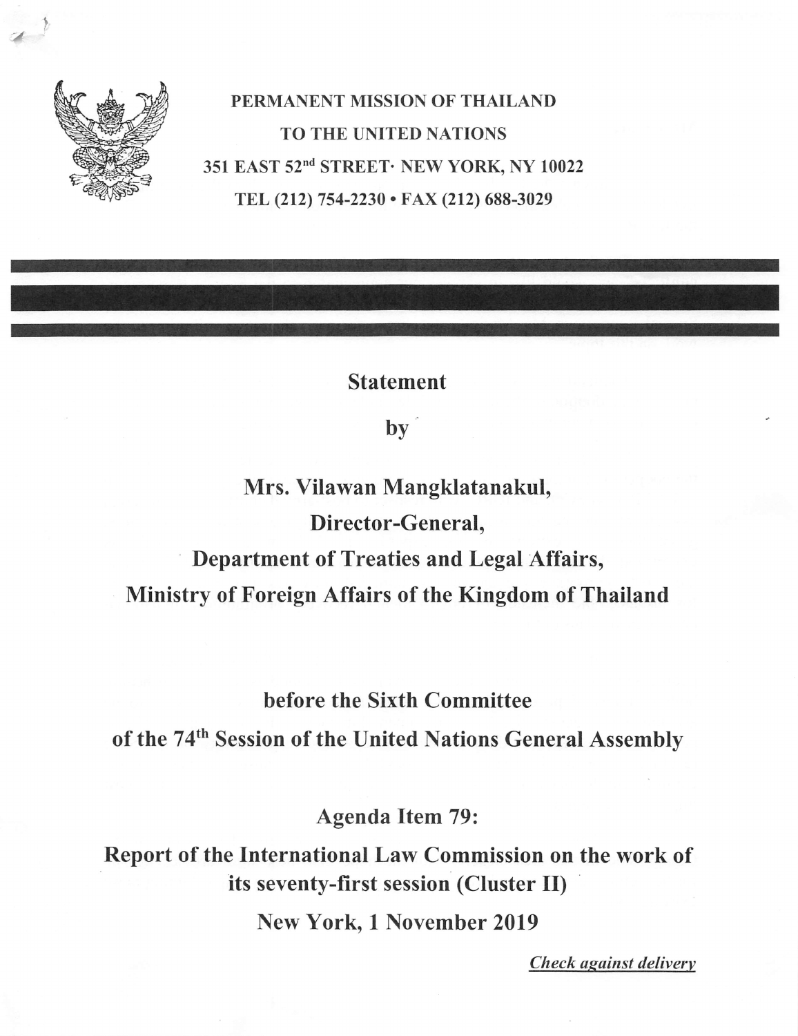**PERMANENT MISSION OF THAILAND**
**TO THE UNITED NATIONS**
**351 EAST 52nd STREET· NEW YORK, NY 10022**
**TEL (212) 754-2230 • FAX (212) 688-3029**

---

**Statement**

**by**

**Mrs. Vilawan Mangklatanakul,**
**Director-General,**
**Department of Treaties and Legal Affairs,**
**Ministry of Foreign Affairs of the Kingdom of Thailand**

**before the Sixth Committee**
**of the 74th Session of the United Nations General Assembly**

**Agenda Item 79:**
**Report of the International Law Commission on the work of its seventy-first session (Cluster II)**
**New York, 1 November 2019**

***Check against delivery***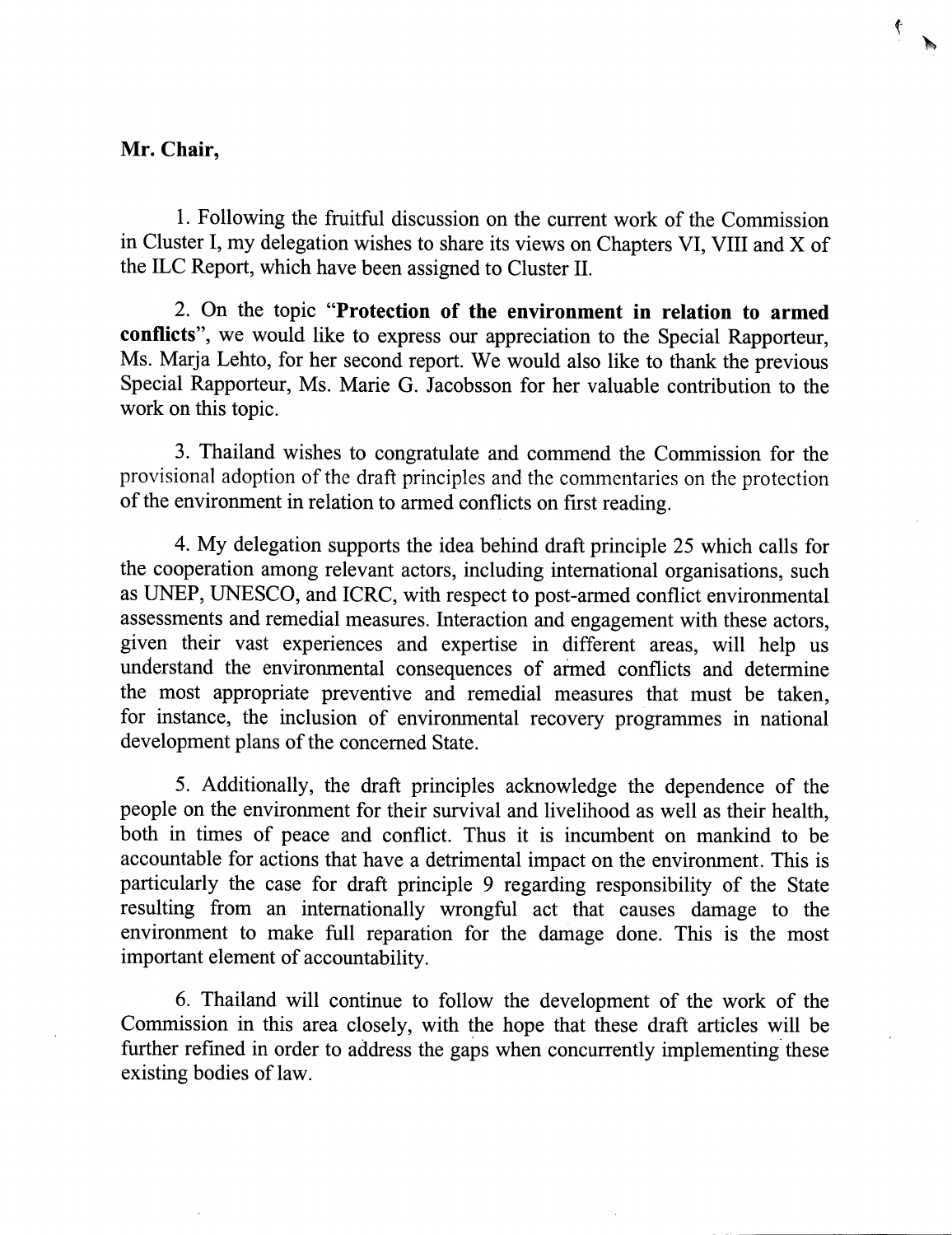**Mr. Chair,**

1. Following the fruitful discussion on the current work of the Commission in Cluster I, my delegation wishes to share its views on Chapters VI, VIII and X of the ILC Report, which have been assigned to Cluster II.

2. On the topic "**Protection of the environment in relation to armed conflicts**", we would like to express our appreciation to the Special Rapporteur, Ms. Marja Lehto, for her second report. We would also like to thank the previous Special Rapporteur, Ms. Marie G. Jacobsson for her valuable contribution to the work on this topic.

3. Thailand wishes to congratulate and commend the Commission for the provisional adoption of the draft principles and the commentaries on the protection of the environment in relation to armed conflicts on first reading.

4. My delegation supports the idea behind draft principle 25 which calls for the cooperation among relevant actors, including international organisations, such as UNEP, UNESCO, and ICRC, with respect to post-armed conflict environmental assessments and remedial measures. Interaction and engagement with these actors, given their vast experiences and expertise in different areas, will help us understand the environmental consequences of armed conflicts and determine the most appropriate preventive and remedial measures that must be taken, for instance, the inclusion of environmental recovery programmes in national development plans of the concerned State.

5. Additionally, the draft principles acknowledge the dependence of the people on the environment for their survival and livelihood as well as their health, both in times of peace and conflict. Thus it is incumbent on mankind to be accountable for actions that have a detrimental impact on the environment. This is particularly the case for draft principle 9 regarding responsibility of the State resulting from an internationally wrongful act that causes damage to the environment to make full reparation for the damage done. This is the most important element of accountability.

6. Thailand will continue to follow the development of the work of the Commission in this area closely, with the hope that these draft articles will be further refined in order to address the gaps when concurrently implementing these existing bodies of law.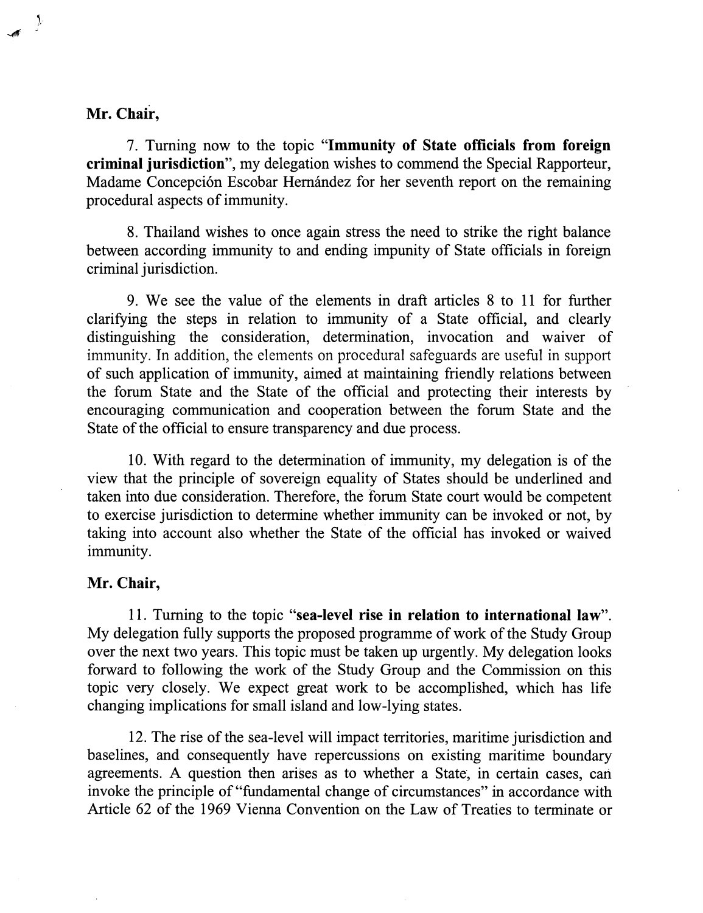**Mr. Chair,**

7. Turning now to the topic "**Immunity of State officials from foreign criminal jurisdiction**", my delegation wishes to commend the Special Rapporteur, Madame Concepción Escobar Hernández for her seventh report on the remaining procedural aspects of immunity.

8. Thailand wishes to once again stress the need to strike the right balance between according immunity to and ending impunity of State officials in foreign criminal jurisdiction.

9. We see the value of the elements in draft articles 8 to 11 for further clarifying the steps in relation to immunity of a State official, and clearly distinguishing the consideration, determination, invocation and waiver of immunity. In addition, the elements on procedural safeguards are useful in support of such application of immunity, aimed at maintaining friendly relations between the forum State and the State of the official and protecting their interests by encouraging communication and cooperation between the forum State and the State of the official to ensure transparency and due process.

10. With regard to the determination of immunity, my delegation is of the view that the principle of sovereign equality of States should be underlined and taken into due consideration. Therefore, the forum State court would be competent to exercise jurisdiction to determine whether immunity can be invoked or not, by taking into account also whether the State of the official has invoked or waived immunity.

**Mr. Chair,**

11. Turning to the topic "**sea-level rise in relation to international law**". My delegation fully supports the proposed programme of work of the Study Group over the next two years. This topic must be taken up urgently. My delegation looks forward to following the work of the Study Group and the Commission on this topic very closely. We expect great work to be accomplished, which has life changing implications for small island and low-lying states.

12. The rise of the sea-level will impact territories, maritime jurisdiction and baselines, and consequently have repercussions on existing maritime boundary agreements. A question then arises as to whether a State, in certain cases, can invoke the principle of "fundamental change of circumstances" in accordance with Article 62 of the 1969 Vienna Convention on the Law of Treaties to terminate or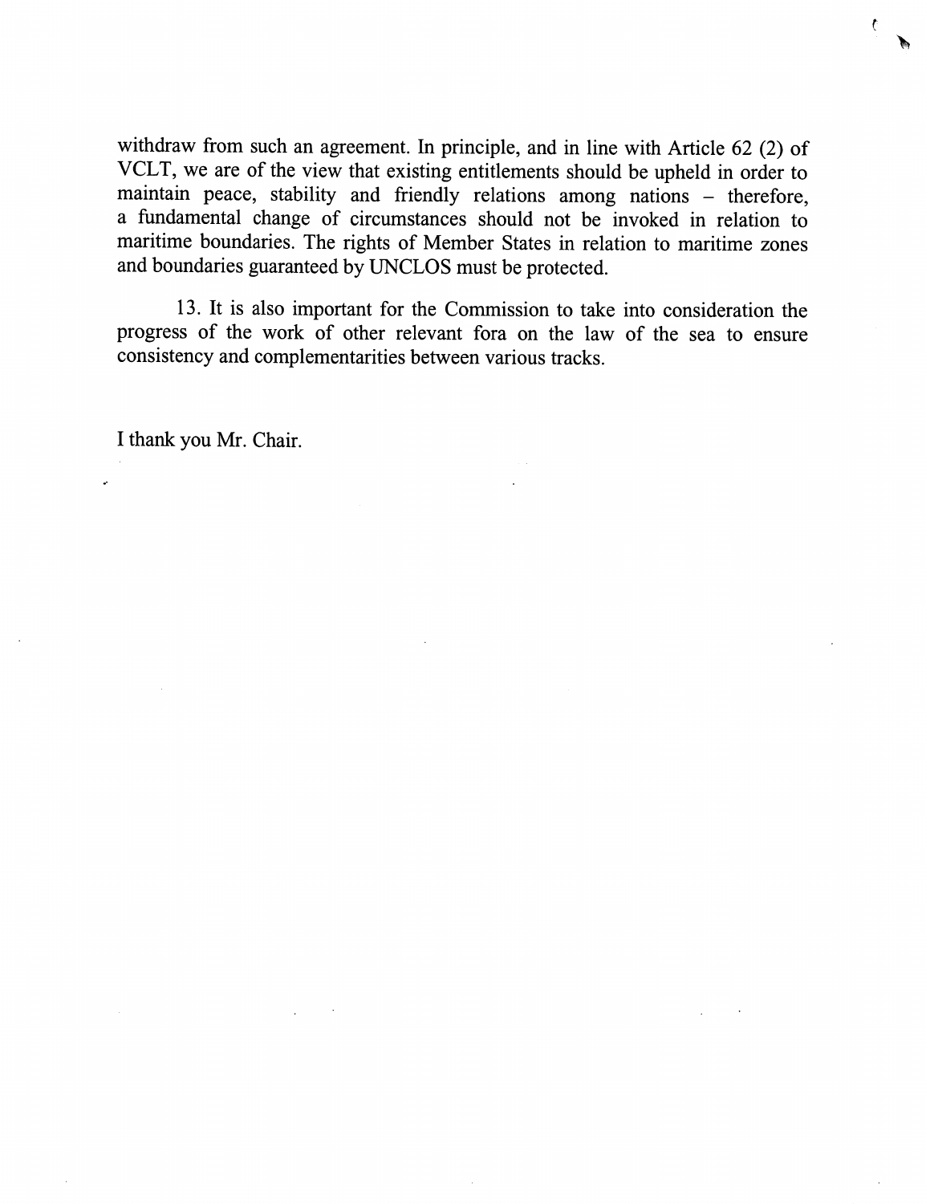withdraw from such an agreement. In principle, and in line with Article 62 (2) of VCLT, we are of the view that existing entitlements should be upheld in order to maintain peace, stability and friendly relations among nations – therefore, a fundamental change of circumstances should not be invoked in relation to maritime boundaries. The rights of Member States in relation to maritime zones and boundaries guaranteed by UNCLOS must be protected.

13. It is also important for the Commission to take into consideration the progress of the work of other relevant fora on the law of the sea to ensure consistency and complementarities between various tracks.

I thank you Mr. Chair.